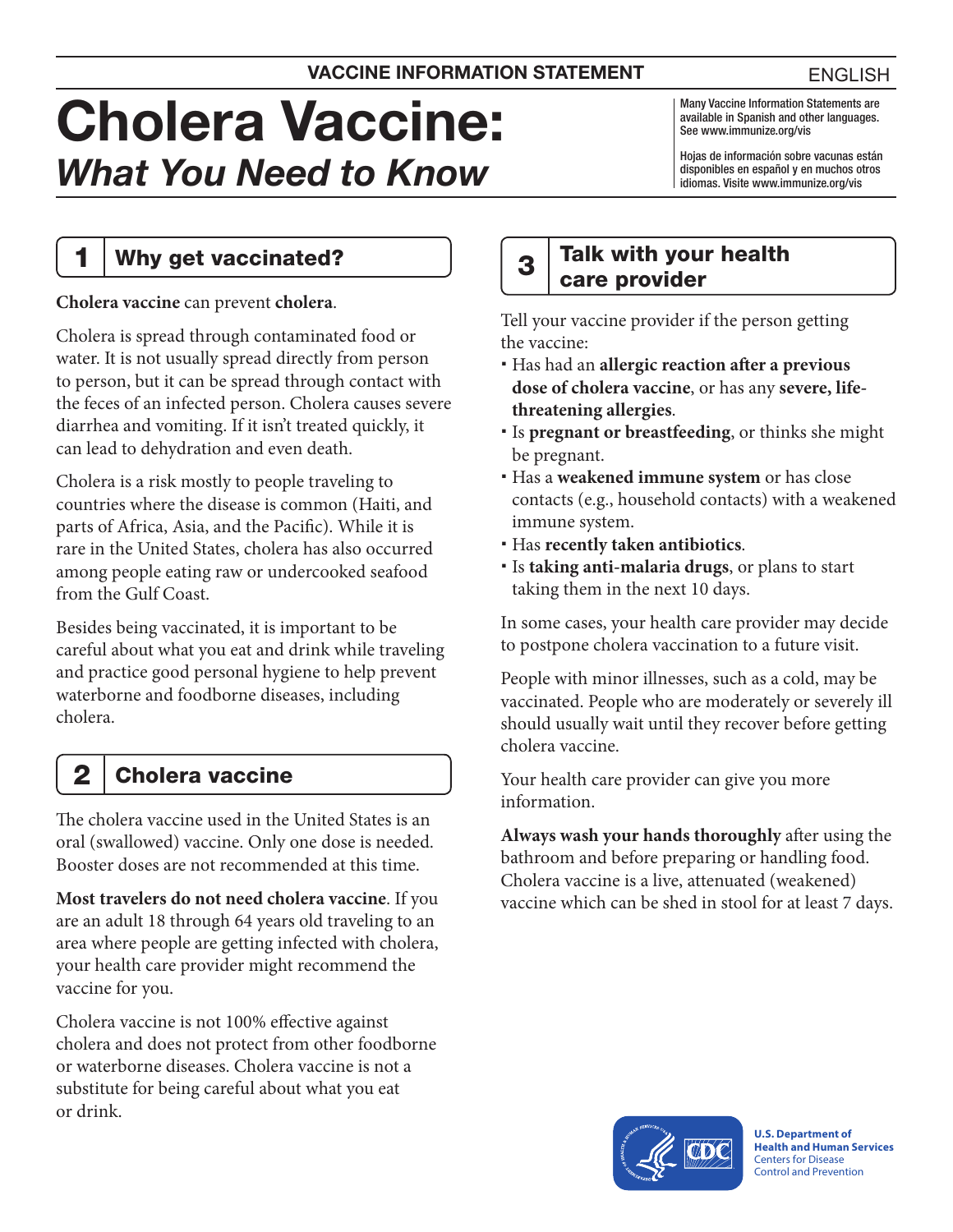VACCINE INFORMATION STATEMENT

ENGLISH

# Cholera Vaccine: *What You Need to Know*

Many Vaccine Information Statements are available in Spanish and other languages. See www.immunize.org/vis

Hojas de información sobre vacunas están disponibles en español y en muchos otros idiomas. Visite www.immunize.org/vis

## 1 Why get vaccinated?

**Cholera vaccine** can prevent **cholera**.

Cholera is spread through contaminated food or water. It is not usually spread directly from person to person, but it can be spread through contact with the feces of an infected person. Cholera causes severe diarrhea and vomiting. If it isn't treated quickly, it can lead to dehydration and even death.

Cholera is a risk mostly to people traveling to countries where the disease is common (Haiti, and parts of Africa, Asia, and the Pacific). While it is rare in the United States, cholera has also occurred among people eating raw or undercooked seafood from the Gulf Coast.

Besides being vaccinated, it is important to be careful about what you eat and drink while traveling and practice good personal hygiene to help prevent waterborne and foodborne diseases, including cholera.

## 2 Cholera vaccine

The cholera vaccine used in the United States is an oral (swallowed) vaccine. Only one dose is needed. Booster doses are not recommended at this time.

**Most travelers do not need cholera vaccine**. If you are an adult 18 through 64 years old traveling to an area where people are getting infected with cholera, your health care provider might recommend the vaccine for you.

Cholera vaccine is not 100% effective against cholera and does not protect from other foodborne or waterborne diseases. Cholera vaccine is not a substitute for being careful about what you eat or drink.

## 3 Talk with your health care provider

Tell your vaccine provider if the person getting the vaccine:

- Has had an **allergic reaction after a previous dose of cholera vaccine**, or has any **severe, life-threatening allergies**.
- Is **pregnant or breastfeeding**, or thinks she might be pregnant.
- Has a **weakened immune system** or has close contacts (e.g., household contacts) with a weakened immune system.
- Has **recently taken antibiotics**.
- Is **taking anti-malaria drugs**, or plans to start taking them in the next 10 days.

In some cases, your health care provider may decide to postpone cholera vaccination to a future visit.

People with minor illnesses, such as a cold, may be vaccinated. People who are moderately or severely ill should usually wait until they recover before getting cholera vaccine.

Your health care provider can give you more information.

**Always wash your hands thoroughly** after using the bathroom and before preparing or handling food. Cholera vaccine is a live, attenuated (weakened) vaccine which can be shed in stool for at least 7 days.

U.S. Department of Health and Human Services
Centers for Disease Control and Prevention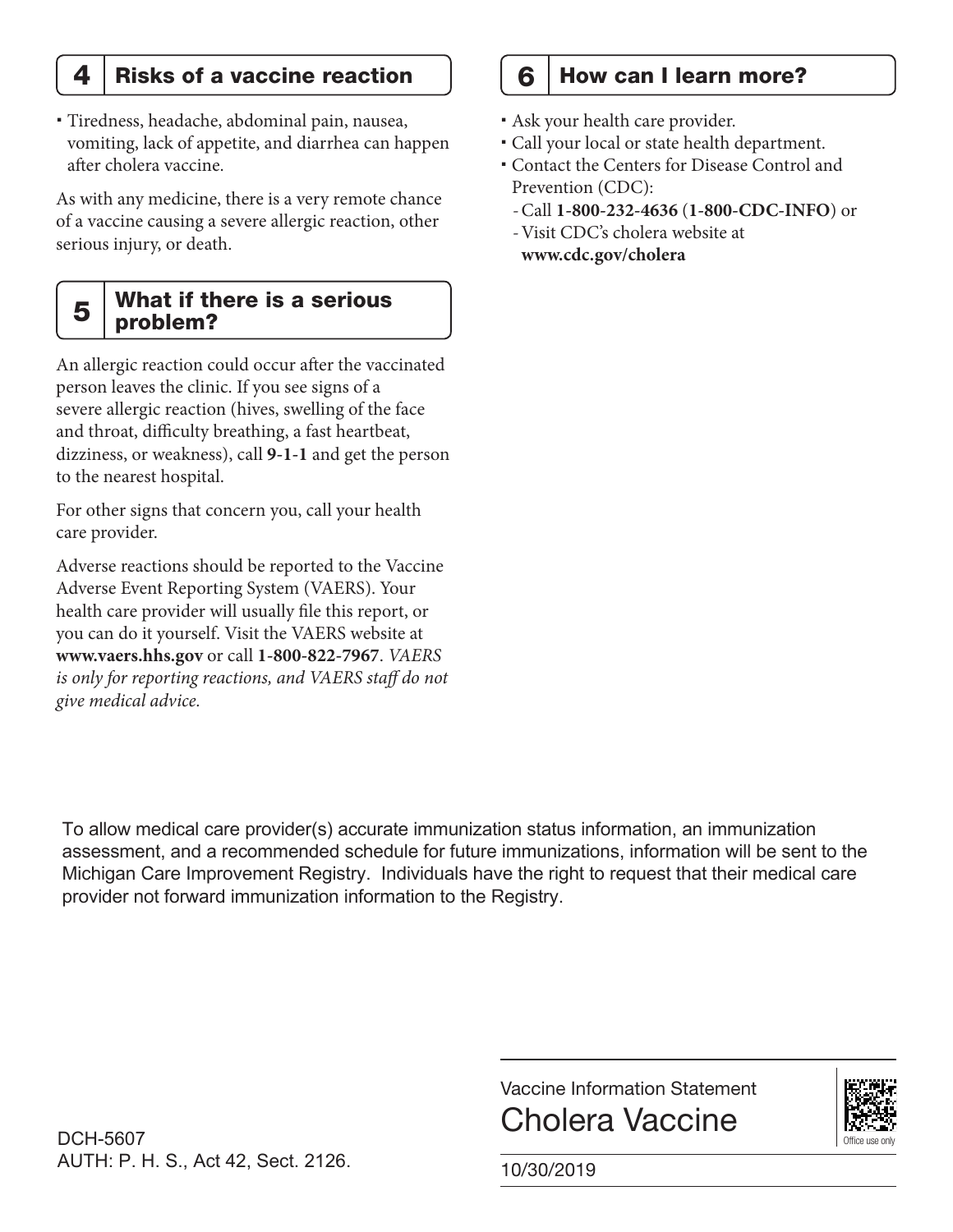## 4 Risks of a vaccine reaction

- Tiredness, headache, abdominal pain, nausea, vomiting, lack of appetite, and diarrhea can happen after cholera vaccine.

As with any medicine, there is a very remote chance of a vaccine causing a severe allergic reaction, other serious injury, or death.

## 5 What if there is a serious problem?

An allergic reaction could occur after the vaccinated person leaves the clinic. If you see signs of a severe allergic reaction (hives, swelling of the face and throat, difficulty breathing, a fast heartbeat, dizziness, or weakness), call **9-1-1** and get the person to the nearest hospital.

For other signs that concern you, call your health care provider.

Adverse reactions should be reported to the Vaccine Adverse Event Reporting System (VAERS). Your health care provider will usually file this report, or you can do it yourself. Visit the VAERS website at **www.vaers.hhs.gov** or call **1-800-822-7967**. *VAERS is only for reporting reactions, and VAERS staff do not give medical advice.*

## 6 How can I learn more?

- Ask your health care provider.
- Call your local or state health department.
- Contact the Centers for Disease Control and Prevention (CDC):
  - Call **1-800-232-4636** (**1-800-CDC-INFO**) or
  - Visit CDC's cholera website at **www.cdc.gov/cholera**

To allow medical care provider(s) accurate immunization status information, an immunization assessment, and a recommended schedule for future immunizations, information will be sent to the Michigan Care Improvement Registry. Individuals have the right to request that their medical care provider not forward immunization information to the Registry.

DCH-5607
AUTH: P. H. S., Act 42, Sect. 2126.

Vaccine Information Statement
Cholera Vaccine

Office use only

10/30/2019